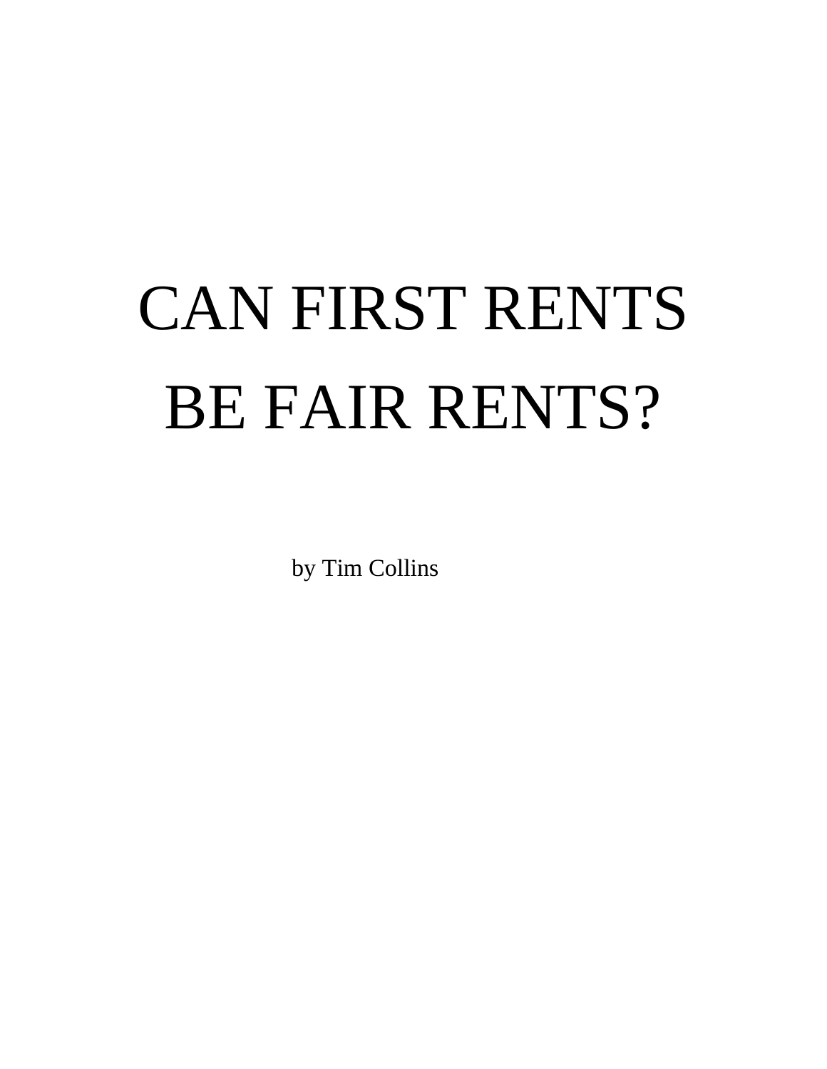# CAN FIRST RENTS BE FAIR RENTS?

by Tim Collins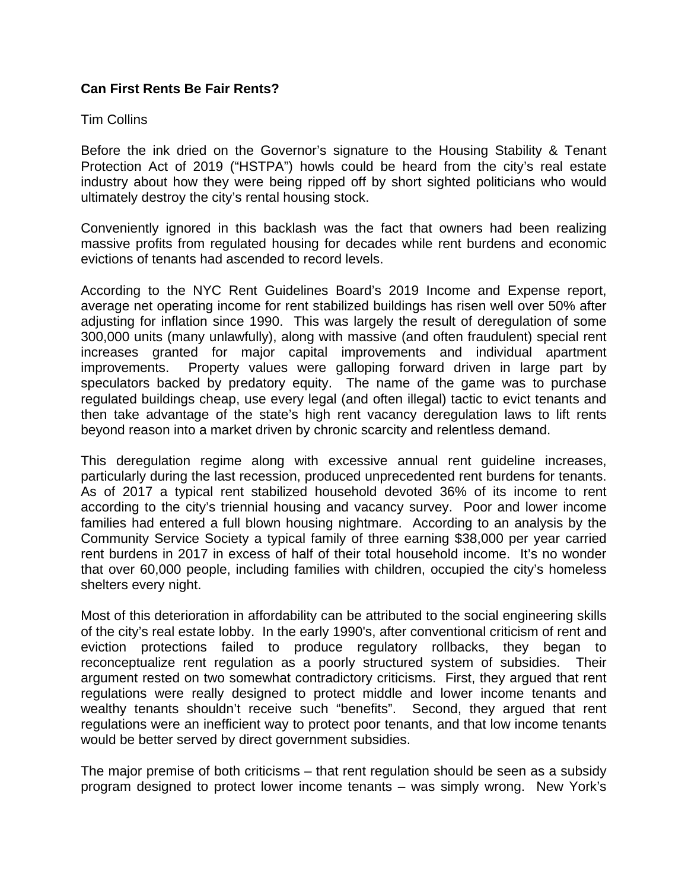**Can First Rents Be Fair Rents?**

Tim Collins

Before the ink dried on the Governor's signature to the Housing Stability & Tenant Protection Act of 2019 ("HSTPA") howls could be heard from the city's real estate industry about how they were being ripped off by short sighted politicians who would ultimately destroy the city's rental housing stock.

Conveniently ignored in this backlash was the fact that owners had been realizing massive profits from regulated housing for decades while rent burdens and economic evictions of tenants had ascended to record levels.

According to the NYC Rent Guidelines Board's 2019 Income and Expense report, average net operating income for rent stabilized buildings has risen well over 50% after adjusting for inflation since 1990. This was largely the result of deregulation of some 300,000 units (many unlawfully), along with massive (and often fraudulent) special rent increases granted for major capital improvements and individual apartment improvements. Property values were galloping forward driven in large part by speculators backed by predatory equity. The name of the game was to purchase regulated buildings cheap, use every legal (and often illegal) tactic to evict tenants and then take advantage of the state's high rent vacancy deregulation laws to lift rents beyond reason into a market driven by chronic scarcity and relentless demand.

This deregulation regime along with excessive annual rent guideline increases, particularly during the last recession, produced unprecedented rent burdens for tenants. As of 2017 a typical rent stabilized household devoted 36% of its income to rent according to the city's triennial housing and vacancy survey. Poor and lower income families had entered a full blown housing nightmare. According to an analysis by the Community Service Society a typical family of three earning $38,000 per year carried rent burdens in 2017 in excess of half of their total household income. It's no wonder that over 60,000 people, including families with children, occupied the city's homeless shelters every night.

Most of this deterioration in affordability can be attributed to the social engineering skills of the city's real estate lobby. In the early 1990's, after conventional criticism of rent and eviction protections failed to produce regulatory rollbacks, they began to reconceptualize rent regulation as a poorly structured system of subsidies. Their argument rested on two somewhat contradictory criticisms. First, they argued that rent regulations were really designed to protect middle and lower income tenants and wealthy tenants shouldn't receive such "benefits". Second, they argued that rent regulations were an inefficient way to protect poor tenants, and that low income tenants would be better served by direct government subsidies.

The major premise of both criticisms – that rent regulation should be seen as a subsidy program designed to protect lower income tenants – was simply wrong. New York's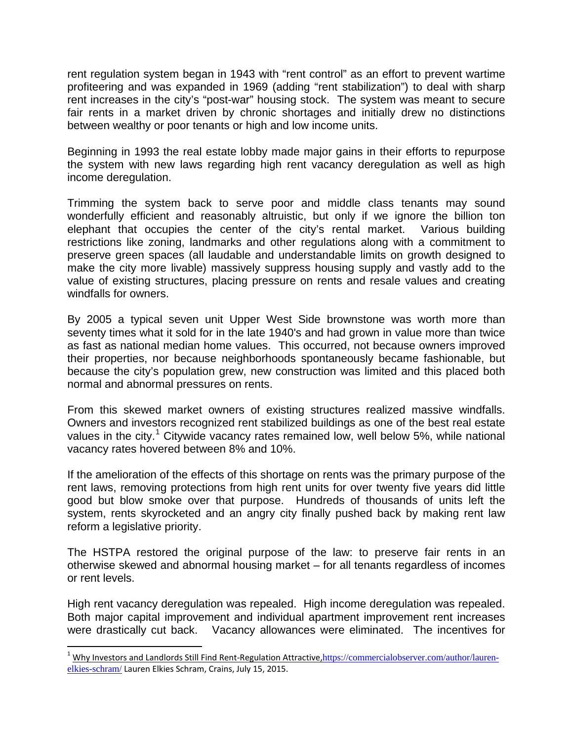rent regulation system began in 1943 with "rent control" as an effort to prevent wartime profiteering and was expanded in 1969 (adding "rent stabilization") to deal with sharp rent increases in the city's "post-war" housing stock. The system was meant to secure fair rents in a market driven by chronic shortages and initially drew no distinctions between wealthy or poor tenants or high and low income units.

Beginning in 1993 the real estate lobby made major gains in their efforts to repurpose the system with new laws regarding high rent vacancy deregulation as well as high income deregulation.

Trimming the system back to serve poor and middle class tenants may sound wonderfully efficient and reasonably altruistic, but only if we ignore the billion ton elephant that occupies the center of the city's rental market. Various building restrictions like zoning, landmarks and other regulations along with a commitment to preserve green spaces (all laudable and understandable limits on growth designed to make the city more livable) massively suppress housing supply and vastly add to the value of existing structures, placing pressure on rents and resale values and creating windfalls for owners.

By 2005 a typical seven unit Upper West Side brownstone was worth more than seventy times what it sold for in the late 1940's and had grown in value more than twice as fast as national median home values. This occurred, not because owners improved their properties, nor because neighborhoods spontaneously became fashionable, but because the city's population grew, new construction was limited and this placed both normal and abnormal pressures on rents.

From this skewed market owners of existing structures realized massive windfalls. Owners and investors recognized rent stabilized buildings as one of the best real estate values in the city.[1] Citywide vacancy rates remained low, well below 5%, while national vacancy rates hovered between 8% and 10%.

If the amelioration of the effects of this shortage on rents was the primary purpose of the rent laws, removing protections from high rent units for over twenty five years did little good but blow smoke over that purpose. Hundreds of thousands of units left the system, rents skyrocketed and an angry city finally pushed back by making rent law reform a legislative priority.

The HSTPA restored the original purpose of the law: to preserve fair rents in an otherwise skewed and abnormal housing market – for all tenants regardless of incomes or rent levels.

High rent vacancy deregulation was repealed. High income deregulation was repealed. Both major capital improvement and individual apartment improvement rent increases were drastically cut back. Vacancy allowances were eliminated. The incentives for

---

[1] Why Investors and Landlords Still Find Rent-Regulation Attractive, https://commercialobserver.com/author/lauren-elkies-schram/ Lauren Elkies Schram, Crains, July 15, 2015.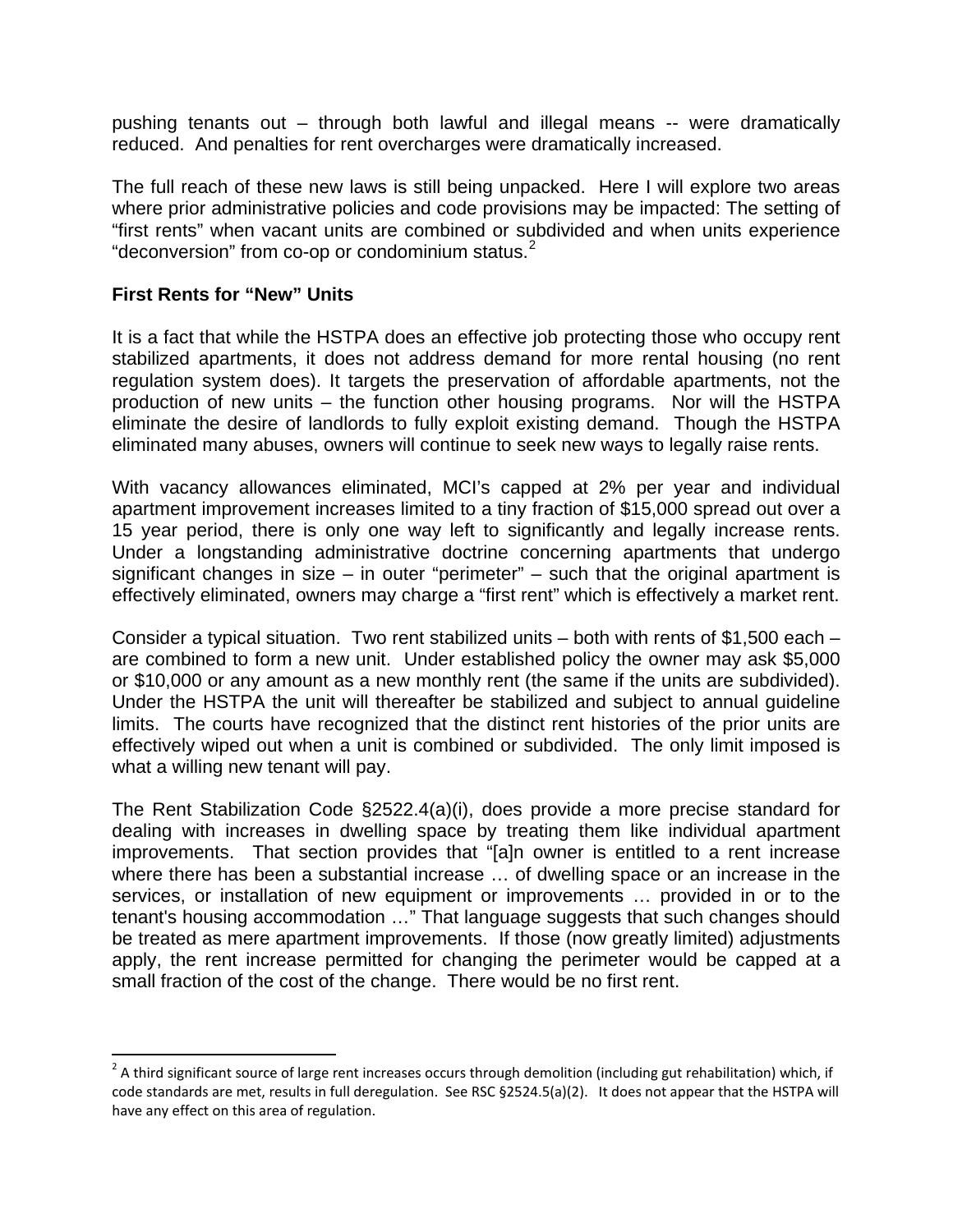pushing tenants out – through both lawful and illegal means -- were dramatically reduced. And penalties for rent overcharges were dramatically increased.

The full reach of these new laws is still being unpacked. Here I will explore two areas where prior administrative policies and code provisions may be impacted: The setting of "first rents" when vacant units are combined or subdivided and when units experience "deconversion" from co-op or condominium status.[2]

**First Rents for "New" Units**

It is a fact that while the HSTPA does an effective job protecting those who occupy rent stabilized apartments, it does not address demand for more rental housing (no rent regulation system does). It targets the preservation of affordable apartments, not the production of new units – the function other housing programs. Nor will the HSTPA eliminate the desire of landlords to fully exploit existing demand. Though the HSTPA eliminated many abuses, owners will continue to seek new ways to legally raise rents.

With vacancy allowances eliminated, MCI's capped at 2% per year and individual apartment improvement increases limited to a tiny fraction of $15,000 spread out over a 15 year period, there is only one way left to significantly and legally increase rents. Under a longstanding administrative doctrine concerning apartments that undergo significant changes in size – in outer "perimeter" – such that the original apartment is effectively eliminated, owners may charge a "first rent" which is effectively a market rent.

Consider a typical situation. Two rent stabilized units – both with rents of $1,500 each – are combined to form a new unit. Under established policy the owner may ask $5,000 or $10,000 or any amount as a new monthly rent (the same if the units are subdivided). Under the HSTPA the unit will thereafter be stabilized and subject to annual guideline limits. The courts have recognized that the distinct rent histories of the prior units are effectively wiped out when a unit is combined or subdivided. The only limit imposed is what a willing new tenant will pay.

The Rent Stabilization Code §2522.4(a)(i), does provide a more precise standard for dealing with increases in dwelling space by treating them like individual apartment improvements. That section provides that "[a]n owner is entitled to a rent increase where there has been a substantial increase … of dwelling space or an increase in the services, or installation of new equipment or improvements … provided in or to the tenant's housing accommodation …" That language suggests that such changes should be treated as mere apartment improvements. If those (now greatly limited) adjustments apply, the rent increase permitted for changing the perimeter would be capped at a small fraction of the cost of the change. There would be no first rent.

---

[2] A third significant source of large rent increases occurs through demolition (including gut rehabilitation) which, if code standards are met, results in full deregulation. See RSC §2524.5(a)(2). It does not appear that the HSTPA will have any effect on this area of regulation.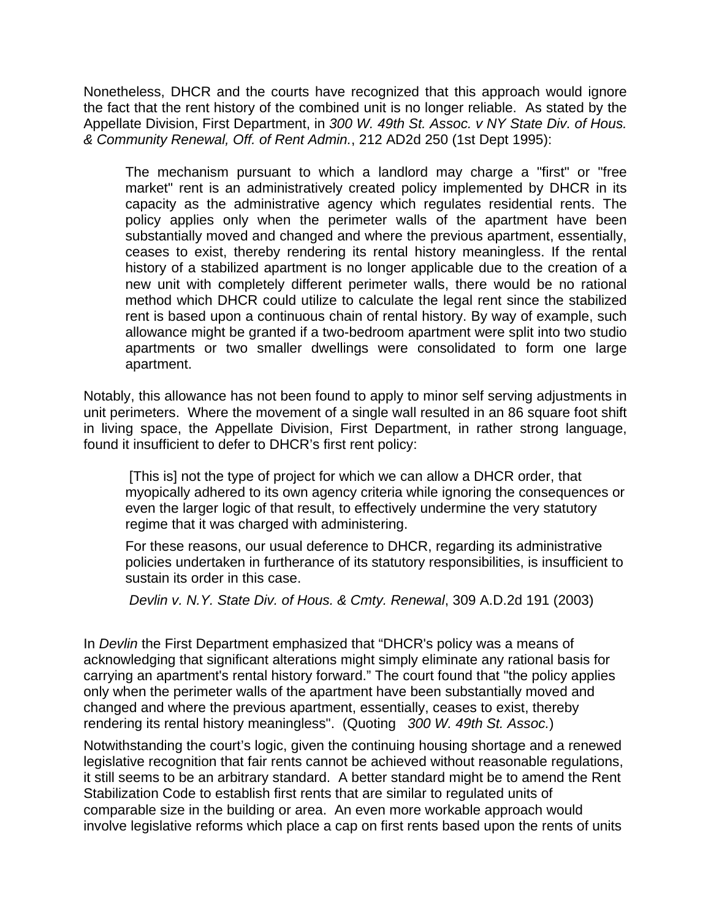Nonetheless, DHCR and the courts have recognized that this approach would ignore the fact that the rent history of the combined unit is no longer reliable. As stated by the Appellate Division, First Department, in *300 W. 49th St. Assoc. v NY State Div. of Hous. & Community Renewal, Off. of Rent Admin.*, 212 AD2d 250 (1st Dept 1995):

> The mechanism pursuant to which a landlord may charge a "first" or "free market" rent is an administratively created policy implemented by DHCR in its capacity as the administrative agency which regulates residential rents. The policy applies only when the perimeter walls of the apartment have been substantially moved and changed and where the previous apartment, essentially, ceases to exist, thereby rendering its rental history meaningless. If the rental history of a stabilized apartment is no longer applicable due to the creation of a new unit with completely different perimeter walls, there would be no rational method which DHCR could utilize to calculate the legal rent since the stabilized rent is based upon a continuous chain of rental history. By way of example, such allowance might be granted if a two-bedroom apartment were split into two studio apartments or two smaller dwellings were consolidated to form one large apartment.

Notably, this allowance has not been found to apply to minor self serving adjustments in unit perimeters. Where the movement of a single wall resulted in an 86 square foot shift in living space, the Appellate Division, First Department, in rather strong language, found it insufficient to defer to DHCR's first rent policy:

> [This is] not the type of project for which we can allow a DHCR order, that myopically adhered to its own agency criteria while ignoring the consequences or even the larger logic of that result, to effectively undermine the very statutory regime that it was charged with administering.
>
> For these reasons, our usual deference to DHCR, regarding its administrative policies undertaken in furtherance of its statutory responsibilities, is insufficient to sustain its order in this case.
>
> *Devlin v. N.Y. State Div. of Hous. & Cmty. Renewal*, 309 A.D.2d 191 (2003)

In *Devlin* the First Department emphasized that "DHCR's policy was a means of acknowledging that significant alterations might simply eliminate any rational basis for carrying an apartment's rental history forward." The court found that "the policy applies only when the perimeter walls of the apartment have been substantially moved and changed and where the previous apartment, essentially, ceases to exist, thereby rendering its rental history meaningless". (Quoting *300 W. 49th St. Assoc.*)

Notwithstanding the court's logic, given the continuing housing shortage and a renewed legislative recognition that fair rents cannot be achieved without reasonable regulations, it still seems to be an arbitrary standard. A better standard might be to amend the Rent Stabilization Code to establish first rents that are similar to regulated units of comparable size in the building or area. An even more workable approach would involve legislative reforms which place a cap on first rents based upon the rents of units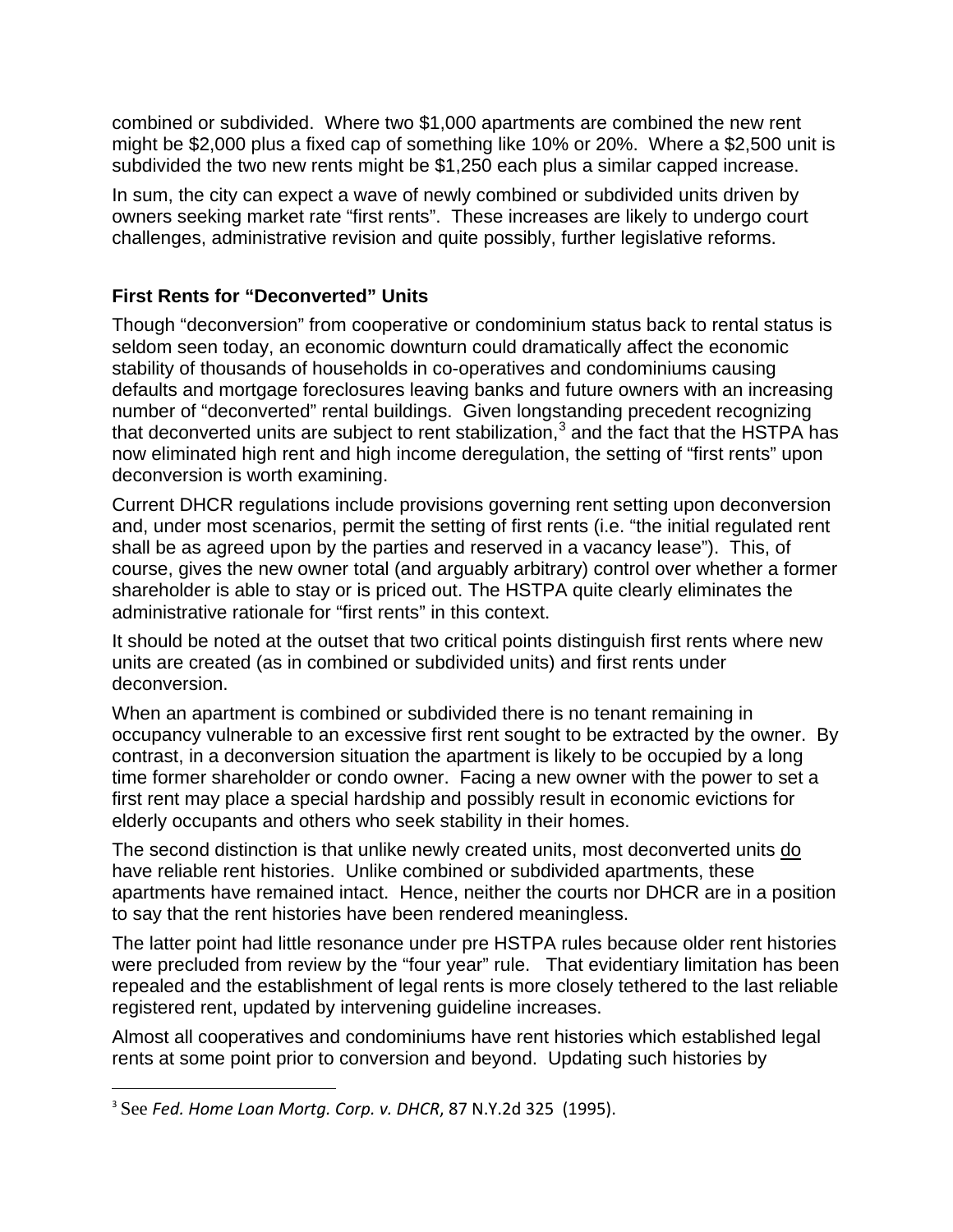combined or subdivided. Where two $1,000 apartments are combined the new rent might be $2,000 plus a fixed cap of something like 10% or 20%. Where a $2,500 unit is subdivided the two new rents might be $1,250 each plus a similar capped increase.

In sum, the city can expect a wave of newly combined or subdivided units driven by owners seeking market rate "first rents". These increases are likely to undergo court challenges, administrative revision and quite possibly, further legislative reforms.

### First Rents for "Deconverted" Units

Though "deconversion" from cooperative or condominium status back to rental status is seldom seen today, an economic downturn could dramatically affect the economic stability of thousands of households in co-operatives and condominiums causing defaults and mortgage foreclosures leaving banks and future owners with an increasing number of "deconverted" rental buildings. Given longstanding precedent recognizing that deconverted units are subject to rent stabilization,[3] and the fact that the HSTPA has now eliminated high rent and high income deregulation, the setting of "first rents" upon deconversion is worth examining.

Current DHCR regulations include provisions governing rent setting upon deconversion and, under most scenarios, permit the setting of first rents (i.e. "the initial regulated rent shall be as agreed upon by the parties and reserved in a vacancy lease"). This, of course, gives the new owner total (and arguably arbitrary) control over whether a former shareholder is able to stay or is priced out. The HSTPA quite clearly eliminates the administrative rationale for "first rents" in this context.

It should be noted at the outset that two critical points distinguish first rents where new units are created (as in combined or subdivided units) and first rents under deconversion.

When an apartment is combined or subdivided there is no tenant remaining in occupancy vulnerable to an excessive first rent sought to be extracted by the owner. By contrast, in a deconversion situation the apartment is likely to be occupied by a long time former shareholder or condo owner. Facing a new owner with the power to set a first rent may place a special hardship and possibly result in economic evictions for elderly occupants and others who seek stability in their homes.

The second distinction is that unlike newly created units, most deconverted units <u>do</u> have reliable rent histories. Unlike combined or subdivided apartments, these apartments have remained intact. Hence, neither the courts nor DHCR are in a position to say that the rent histories have been rendered meaningless.

The latter point had little resonance under pre HSTPA rules because older rent histories were precluded from review by the "four year" rule. That evidentiary limitation has been repealed and the establishment of legal rents is more closely tethered to the last reliable registered rent, updated by intervening guideline increases.

Almost all cooperatives and condominiums have rent histories which established legal rents at some point prior to conversion and beyond. Updating such histories by

---

[3] See *Fed. Home Loan Mortg. Corp. v. DHCR*, 87 N.Y.2d 325 (1995).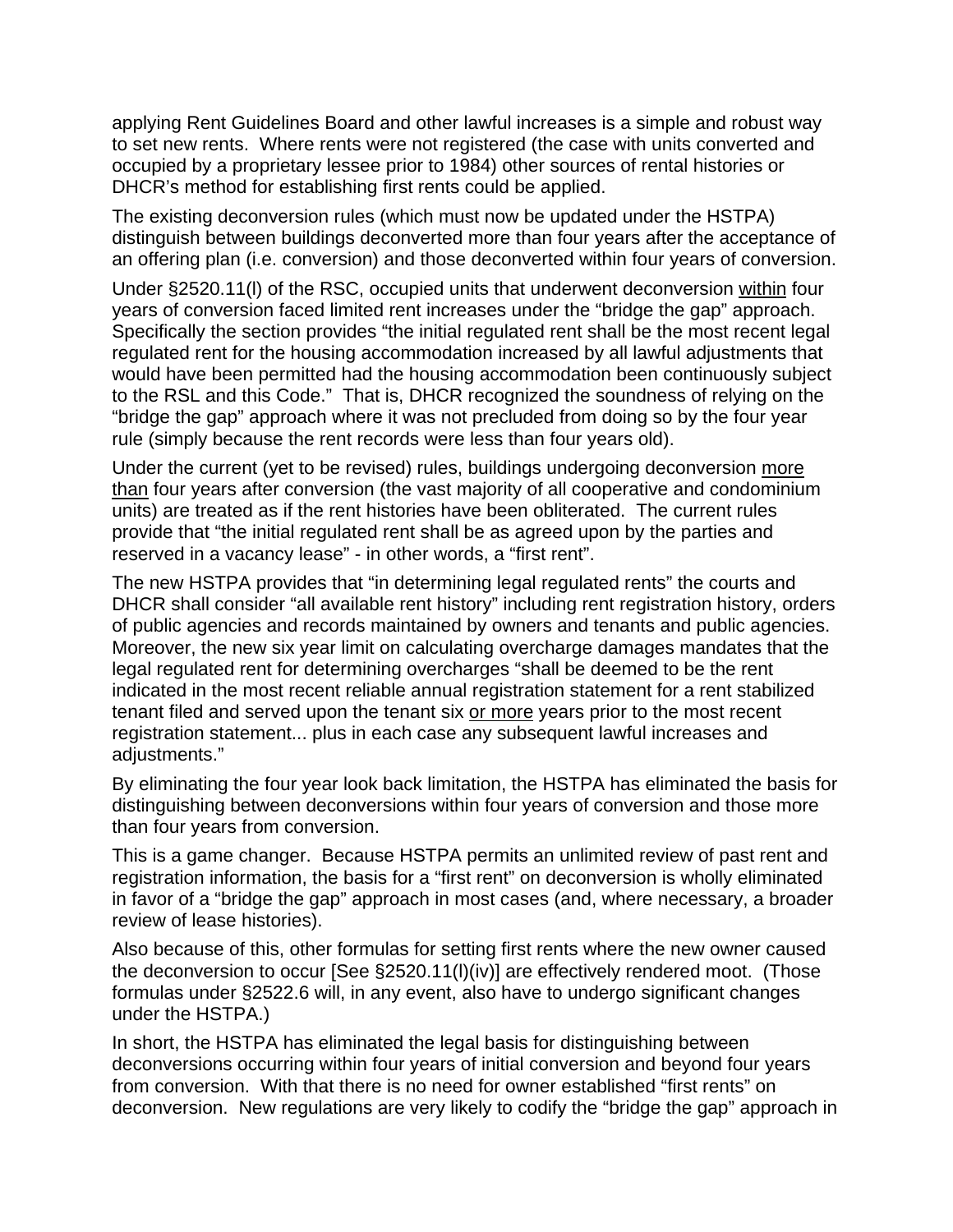applying Rent Guidelines Board and other lawful increases is a simple and robust way to set new rents. Where rents were not registered (the case with units converted and occupied by a proprietary lessee prior to 1984) other sources of rental histories or DHCR's method for establishing first rents could be applied.

The existing deconversion rules (which must now be updated under the HSTPA) distinguish between buildings deconverted more than four years after the acceptance of an offering plan (i.e. conversion) and those deconverted within four years of conversion.

Under §2520.11(l) of the RSC, occupied units that underwent deconversion within four years of conversion faced limited rent increases under the "bridge the gap" approach. Specifically the section provides "the initial regulated rent shall be the most recent legal regulated rent for the housing accommodation increased by all lawful adjustments that would have been permitted had the housing accommodation been continuously subject to the RSL and this Code." That is, DHCR recognized the soundness of relying on the "bridge the gap" approach where it was not precluded from doing so by the four year rule (simply because the rent records were less than four years old).

Under the current (yet to be revised) rules, buildings undergoing deconversion more than four years after conversion (the vast majority of all cooperative and condominium units) are treated as if the rent histories have been obliterated. The current rules provide that "the initial regulated rent shall be as agreed upon by the parties and reserved in a vacancy lease" - in other words, a "first rent".

The new HSTPA provides that "in determining legal regulated rents" the courts and DHCR shall consider "all available rent history" including rent registration history, orders of public agencies and records maintained by owners and tenants and public agencies. Moreover, the new six year limit on calculating overcharge damages mandates that the legal regulated rent for determining overcharges "shall be deemed to be the rent indicated in the most recent reliable annual registration statement for a rent stabilized tenant filed and served upon the tenant six or more years prior to the most recent registration statement... plus in each case any subsequent lawful increases and adjustments."

By eliminating the four year look back limitation, the HSTPA has eliminated the basis for distinguishing between deconversions within four years of conversion and those more than four years from conversion.

This is a game changer. Because HSTPA permits an unlimited review of past rent and registration information, the basis for a "first rent" on deconversion is wholly eliminated in favor of a "bridge the gap" approach in most cases (and, where necessary, a broader review of lease histories).

Also because of this, other formulas for setting first rents where the new owner caused the deconversion to occur [See §2520.11(l)(iv)] are effectively rendered moot. (Those formulas under §2522.6 will, in any event, also have to undergo significant changes under the HSTPA.)

In short, the HSTPA has eliminated the legal basis for distinguishing between deconversions occurring within four years of initial conversion and beyond four years from conversion. With that there is no need for owner established "first rents" on deconversion. New regulations are very likely to codify the "bridge the gap" approach in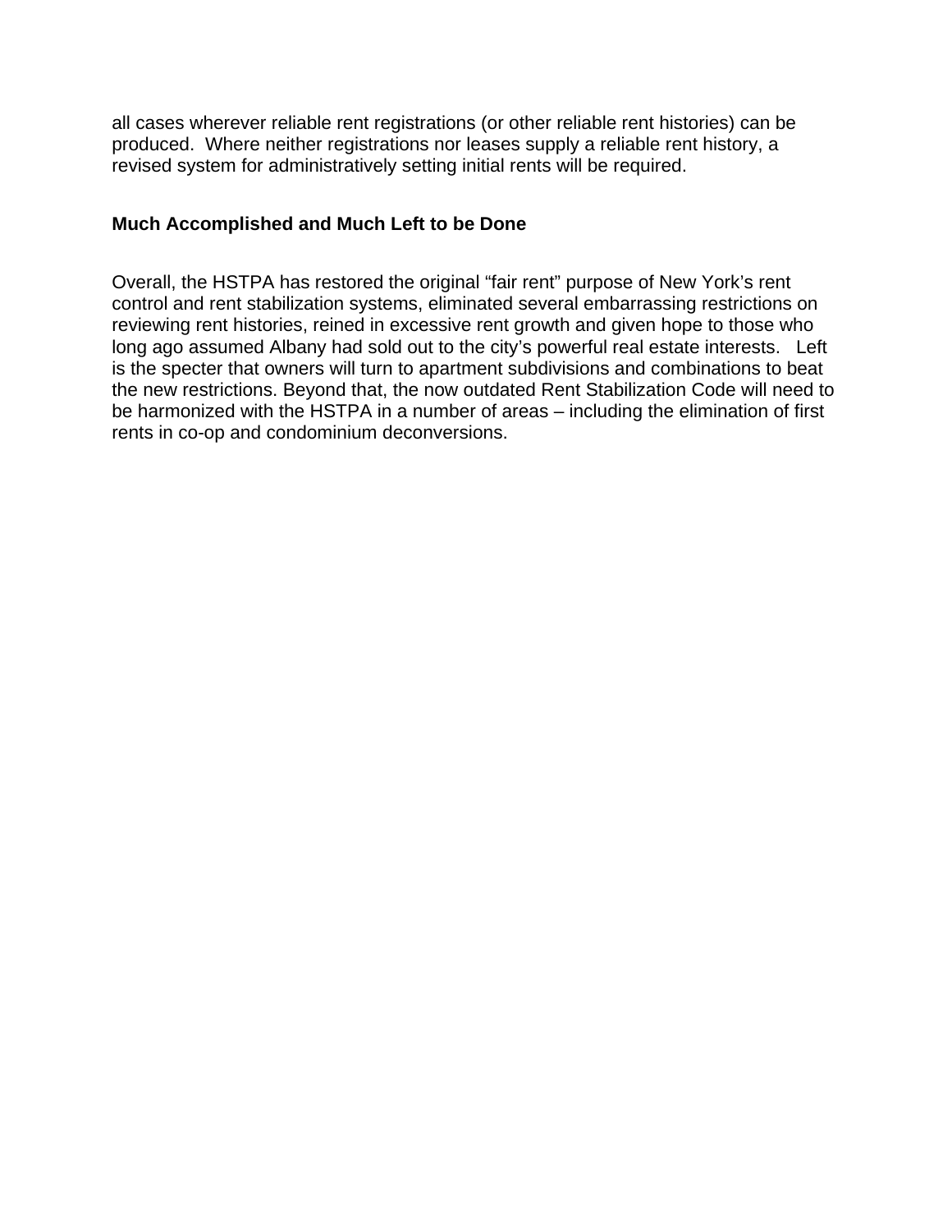all cases wherever reliable rent registrations (or other reliable rent histories) can be produced. Where neither registrations nor leases supply a reliable rent history, a revised system for administratively setting initial rents will be required.

**Much Accomplished and Much Left to be Done**

Overall, the HSTPA has restored the original "fair rent" purpose of New York's rent control and rent stabilization systems, eliminated several embarrassing restrictions on reviewing rent histories, reined in excessive rent growth and given hope to those who long ago assumed Albany had sold out to the city's powerful real estate interests. Left is the specter that owners will turn to apartment subdivisions and combinations to beat the new restrictions. Beyond that, the now outdated Rent Stabilization Code will need to be harmonized with the HSTPA in a number of areas – including the elimination of first rents in co-op and condominium deconversions.